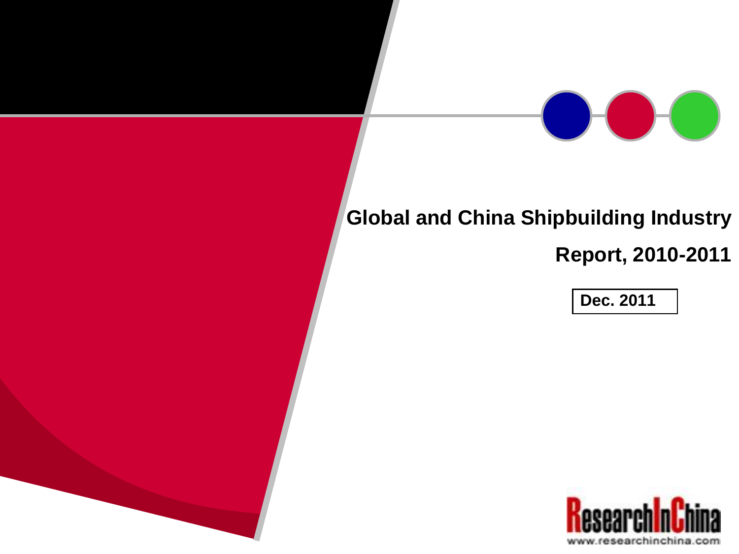# Global and China Shipbuilding Industry Report, 2010-2011

Dec. 2011

ResearchInChina

www.researchinchina.com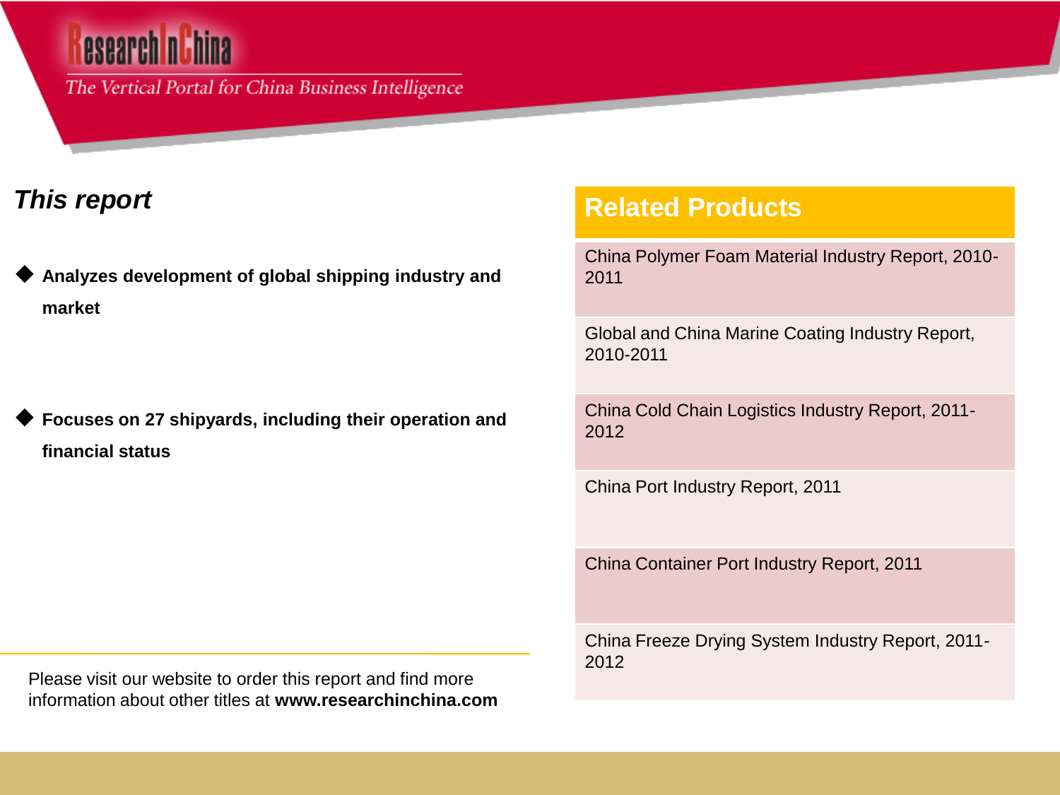## *This report*

- **Analyzes development of global shipping industry and market**
- **Focuses on 27 shipyards, including their operation and financial status**

## Related Products

- China Polymer Foam Material Industry Report, 2010-2011
- Global and China Marine Coating Industry Report, 2010-2011
- China Cold Chain Logistics Industry Report, 2011-2012
- China Port Industry Report, 2011
- China Container Port Industry Report, 2011
- China Freeze Drying System Industry Report, 2011-2012

Please visit our website to order this report and find more information about other titles at **www.researchinchina.com**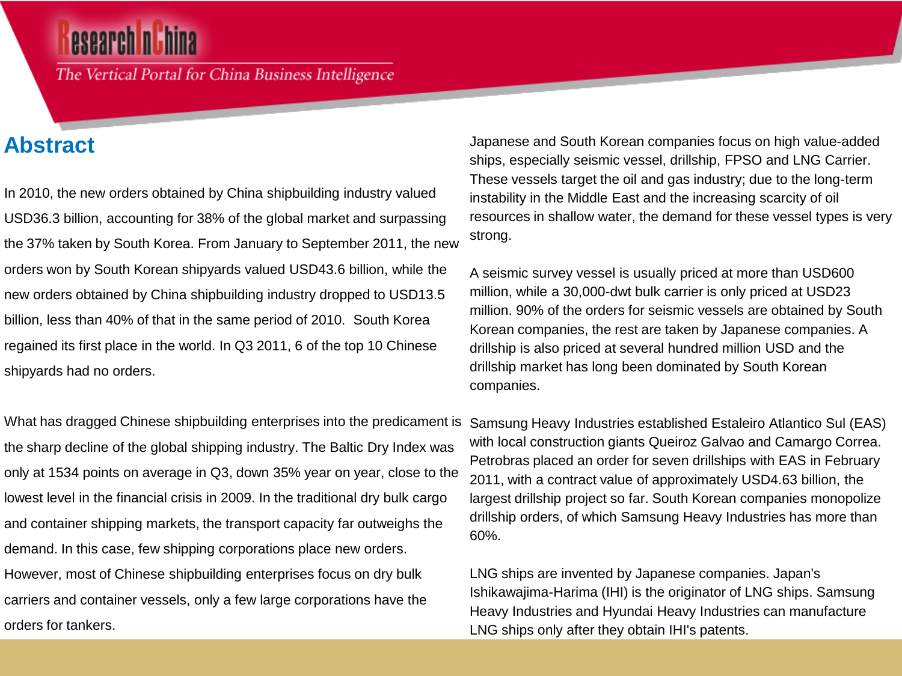## Abstract

In 2010, the new orders obtained by China shipbuilding industry valued USD36.3 billion, accounting for 38% of the global market and surpassing the 37% taken by South Korea. From January to September 2011, the new orders won by South Korean shipyards valued USD43.6 billion, while the new orders obtained by China shipbuilding industry dropped to USD13.5 billion, less than 40% of that in the same period of 2010. South Korea regained its first place in the world. In Q3 2011, 6 of the top 10 Chinese shipyards had no orders.

What has dragged Chinese shipbuilding enterprises into the predicament is the sharp decline of the global shipping industry. The Baltic Dry Index was only at 1534 points on average in Q3, down 35% year on year, close to the lowest level in the financial crisis in 2009. In the traditional dry bulk cargo and container shipping markets, the transport capacity far outweighs the demand. In this case, few shipping corporations place new orders. However, most of Chinese shipbuilding enterprises focus on dry bulk carriers and container vessels, only a few large corporations have the orders for tankers.

Japanese and South Korean companies focus on high value-added ships, especially seismic vessel, drillship, FPSO and LNG Carrier. These vessels target the oil and gas industry; due to the long-term instability in the Middle East and the increasing scarcity of oil resources in shallow water, the demand for these vessel types is very strong.

A seismic survey vessel is usually priced at more than USD600 million, while a 30,000-dwt bulk carrier is only priced at USD23 million. 90% of the orders for seismic vessels are obtained by South Korean companies, the rest are taken by Japanese companies. A drillship is also priced at several hundred million USD and the drillship market has long been dominated by South Korean companies.

Samsung Heavy Industries established Estaleiro Atlantico Sul (EAS) with local construction giants Queiroz Galvao and Camargo Correa. Petrobras placed an order for seven drillships with EAS in February 2011, with a contract value of approximately USD4.63 billion, the largest drillship project so far. South Korean companies monopolize drillship orders, of which Samsung Heavy Industries has more than 60%.

LNG ships are invented by Japanese companies. Japan's Ishikawajima-Harima (IHI) is the originator of LNG ships. Samsung Heavy Industries and Hyundai Heavy Industries can manufacture LNG ships only after they obtain IHI's patents.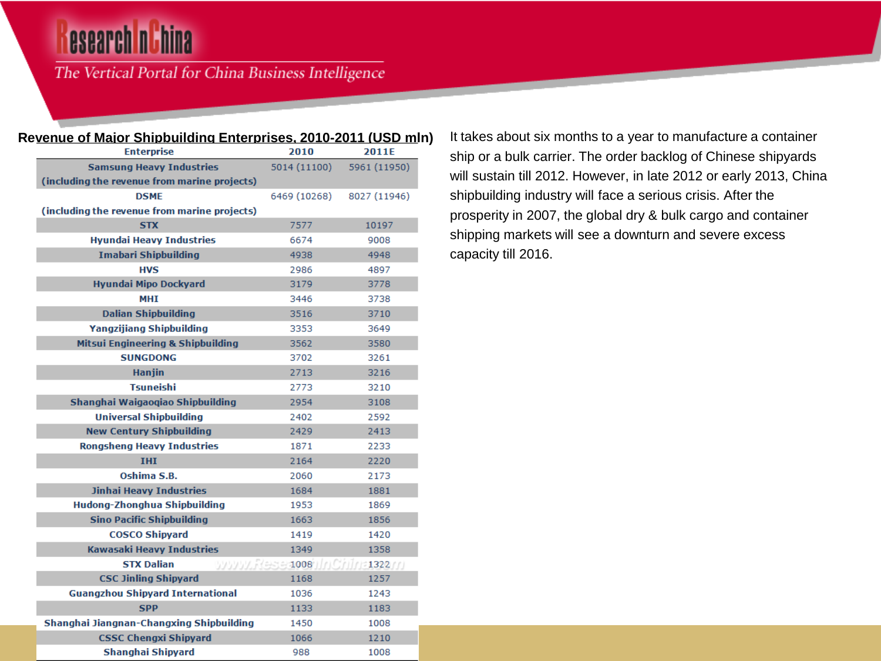**Revenue of Major Shipbuilding Enterprises, 2010-2011 (USD mln)**

| Enterprise | 2010 | 2011E |
|---|---|---|
| Samsung Heavy Industries (including the revenue from marine projects) | 5014 (11100) | 5961 (11950) |
| DSME (including the revenue from marine projects) | 6469 (10268) | 8027 (11946) |
| STX | 7577 | 10197 |
| Hyundai Heavy Industries | 6674 | 9008 |
| Imabari Shipbuilding | 4938 | 4948 |
| HVS | 2986 | 4897 |
| Hyundai Mipo Dockyard | 3179 | 3778 |
| MHI | 3446 | 3738 |
| Dalian Shipbuilding | 3516 | 3710 |
| Yangzijiang Shipbuilding | 3353 | 3649 |
| Mitsui Engineering & Shipbuilding | 3562 | 3580 |
| SUNGDONG | 3702 | 3261 |
| Hanjin | 2713 | 3216 |
| Tsuneishi | 2773 | 3210 |
| Shanghai Waigaoqiao Shipbuilding | 2954 | 3108 |
| Universal Shipbuilding | 2402 | 2592 |
| New Century Shipbuilding | 2429 | 2413 |
| Rongsheng Heavy Industries | 1871 | 2233 |
| IHI | 2164 | 2220 |
| Oshima S.B. | 2060 | 2173 |
| Jinhai Heavy Industries | 1684 | 1881 |
| Hudong-Zhonghua Shipbuilding | 1953 | 1869 |
| Sino Pacific Shipbuilding | 1663 | 1856 |
| COSCO Shipyard | 1419 | 1420 |
| Kawasaki Heavy Industries | 1349 | 1358 |
| STX Dalian | 1008 | 1322 |
| CSC Jinling Shipyard | 1168 | 1257 |
| Guangzhou Shipyard International | 1036 | 1243 |
| SPP | 1133 | 1183 |
| Shanghai Jiangnan-Changxing Shipbuilding | 1450 | 1008 |
| CSSC Chengxi Shipyard | 1066 | 1210 |
| Shanghai Shipyard | 988 | 1008 |

It takes about six months to a year to manufacture a container ship or a bulk carrier. The order backlog of Chinese shipyards will sustain till 2012. However, in late 2012 or early 2013, China shipbuilding industry will face a serious crisis. After the prosperity in 2007, the global dry & bulk cargo and container shipping markets will see a downturn and severe excess capacity till 2016.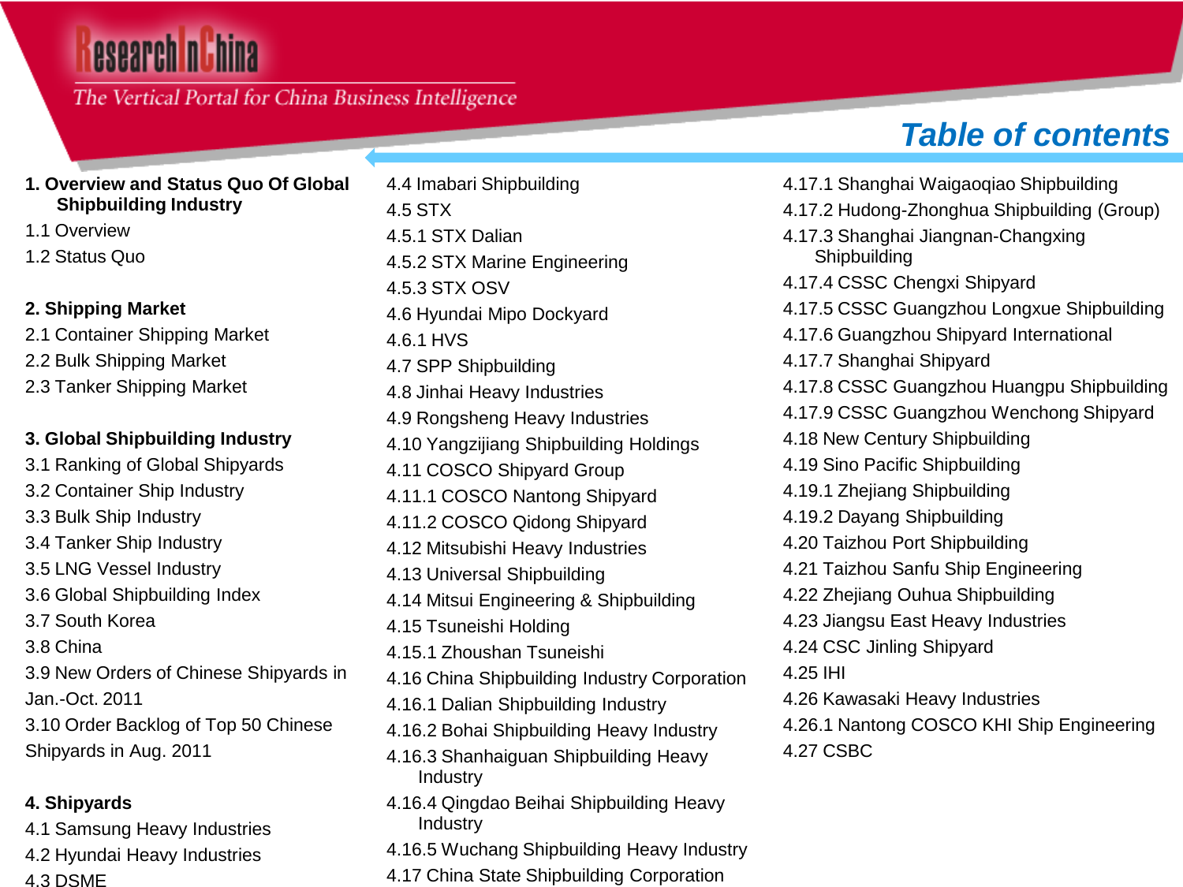# Table of contents

**1. Overview and Status Quo Of Global Shipbuilding Industry**

1.1 Overview
1.2 Status Quo

**2. Shipping Market**

2.1 Container Shipping Market
2.2 Bulk Shipping Market
2.3 Tanker Shipping Market

**3. Global Shipbuilding Industry**

3.1 Ranking of Global Shipyards
3.2 Container Ship Industry
3.3 Bulk Ship Industry
3.4 Tanker Ship Industry
3.5 LNG Vessel Industry
3.6 Global Shipbuilding Index
3.7 South Korea
3.8 China
3.9 New Orders of Chinese Shipyards in Jan.-Oct. 2011
3.10 Order Backlog of Top 50 Chinese Shipyards in Aug. 2011

**4. Shipyards**

4.1 Samsung Heavy Industries
4.2 Hyundai Heavy Industries
4.3 DSME
4.4 Imabari Shipbuilding
4.5 STX
4.5.1 STX Dalian
4.5.2 STX Marine Engineering
4.5.3 STX OSV
4.6 Hyundai Mipo Dockyard
4.6.1 HVS
4.7 SPP Shipbuilding
4.8 Jinhai Heavy Industries
4.9 Rongsheng Heavy Industries
4.10 Yangzijiang Shipbuilding Holdings
4.11 COSCO Shipyard Group
4.11.1 COSCO Nantong Shipyard
4.11.2 COSCO Qidong Shipyard
4.12 Mitsubishi Heavy Industries
4.13 Universal Shipbuilding
4.14 Mitsui Engineering & Shipbuilding
4.15 Tsuneishi Holding
4.15.1 Zhoushan Tsuneishi
4.16 China Shipbuilding Industry Corporation
4.16.1 Dalian Shipbuilding Industry
4.16.2 Bohai Shipbuilding Heavy Industry
4.16.3 Shanhaiguan Shipbuilding Heavy Industry
4.16.4 Qingdao Beihai Shipbuilding Heavy Industry
4.16.5 Wuchang Shipbuilding Heavy Industry
4.17 China State Shipbuilding Corporation
4.17.1 Shanghai Waigaoqiao Shipbuilding
4.17.2 Hudong-Zhonghua Shipbuilding (Group)
4.17.3 Shanghai Jiangnan-Changxing Shipbuilding
4.17.4 CSSC Chengxi Shipyard
4.17.5 CSSC Guangzhou Longxue Shipbuilding
4.17.6 Guangzhou Shipyard International
4.17.7 Shanghai Shipyard
4.17.8 CSSC Guangzhou Huangpu Shipbuilding
4.17.9 CSSC Guangzhou Wenchong Shipyard
4.18 New Century Shipbuilding
4.19 Sino Pacific Shipbuilding
4.19.1 Zhejiang Shipbuilding
4.19.2 Dayang Shipbuilding
4.20 Taizhou Port Shipbuilding
4.21 Taizhou Sanfu Ship Engineering
4.22 Zhejiang Ouhua Shipbuilding
4.23 Jiangsu East Heavy Industries
4.24 CSC Jinling Shipyard
4.25 IHI
4.26 Kawasaki Heavy Industries
4.26.1 Nantong COSCO KHI Ship Engineering
4.27 CSBC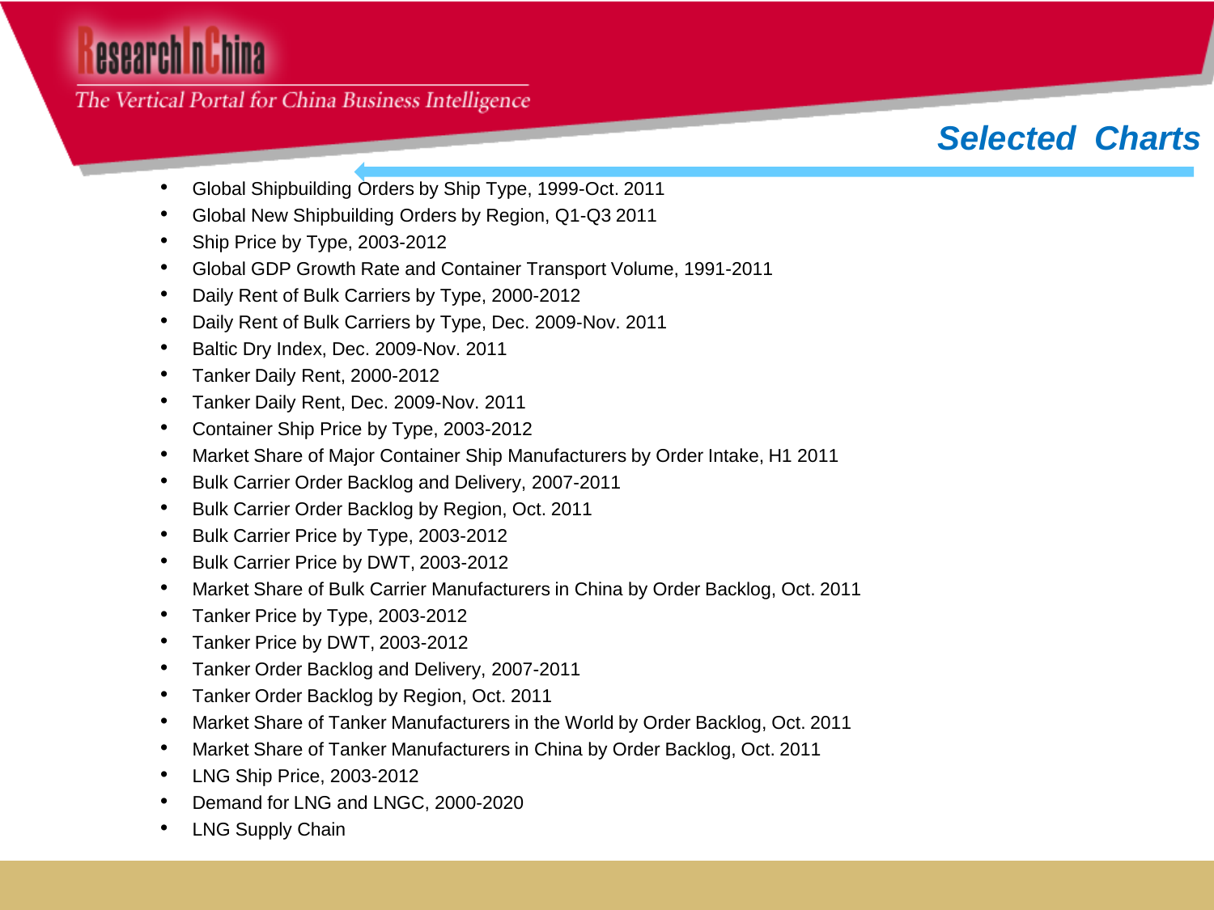## Selected Charts

- Global Shipbuilding Orders by Ship Type, 1999-Oct. 2011
- Global New Shipbuilding Orders by Region, Q1-Q3 2011
- Ship Price by Type, 2003-2012
- Global GDP Growth Rate and Container Transport Volume, 1991-2011
- Daily Rent of Bulk Carriers by Type, 2000-2012
- Daily Rent of Bulk Carriers by Type, Dec. 2009-Nov. 2011
- Baltic Dry Index, Dec. 2009-Nov. 2011
- Tanker Daily Rent, 2000-2012
- Tanker Daily Rent, Dec. 2009-Nov. 2011
- Container Ship Price by Type, 2003-2012
- Market Share of Major Container Ship Manufacturers by Order Intake, H1 2011
- Bulk Carrier Order Backlog and Delivery, 2007-2011
- Bulk Carrier Order Backlog by Region, Oct. 2011
- Bulk Carrier Price by Type, 2003-2012
- Bulk Carrier Price by DWT, 2003-2012
- Market Share of Bulk Carrier Manufacturers in China by Order Backlog, Oct. 2011
- Tanker Price by Type, 2003-2012
- Tanker Price by DWT, 2003-2012
- Tanker Order Backlog and Delivery, 2007-2011
- Tanker Order Backlog by Region, Oct. 2011
- Market Share of Tanker Manufacturers in the World by Order Backlog, Oct. 2011
- Market Share of Tanker Manufacturers in China by Order Backlog, Oct. 2011
- LNG Ship Price, 2003-2012
- Demand for LNG and LNGC, 2000-2020
- LNG Supply Chain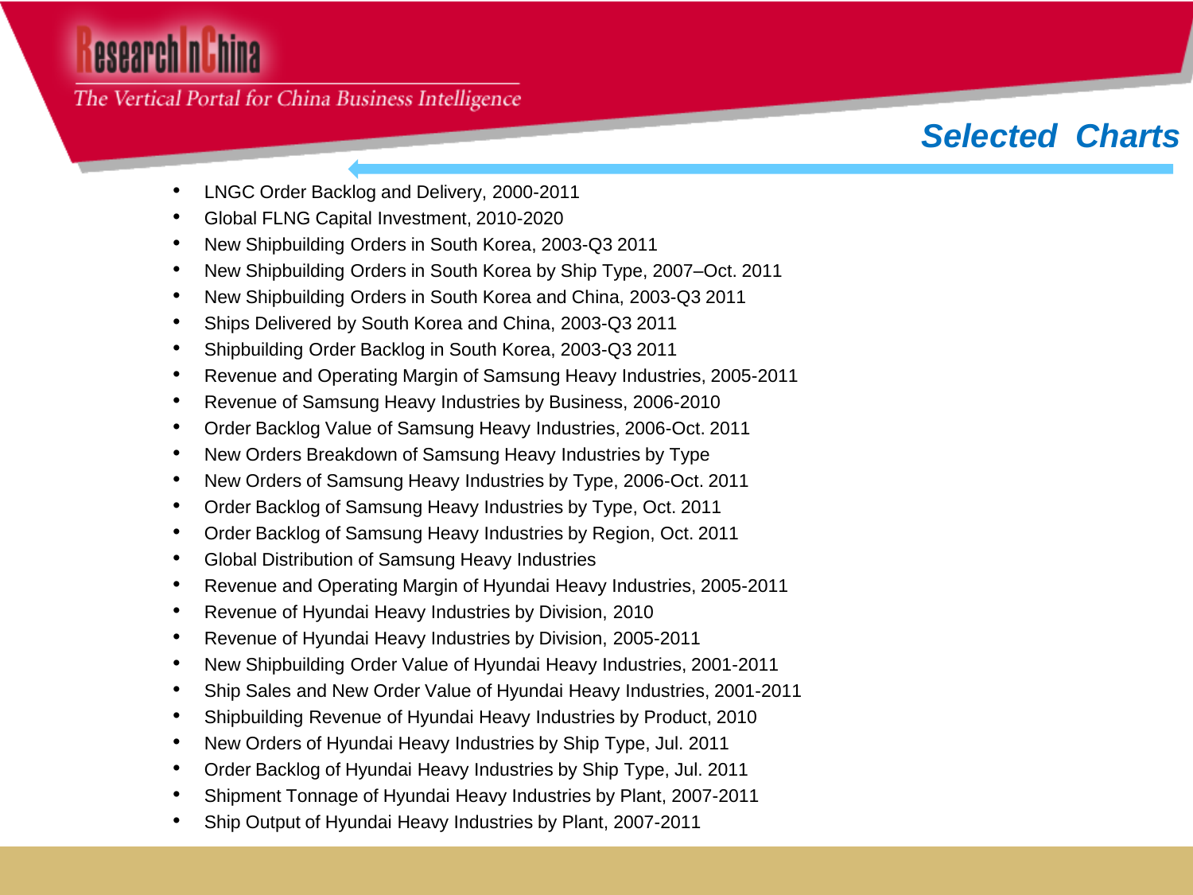## Selected Charts

- LNGC Order Backlog and Delivery, 2000-2011
- Global FLNG Capital Investment, 2010-2020
- New Shipbuilding Orders in South Korea, 2003-Q3 2011
- New Shipbuilding Orders in South Korea by Ship Type, 2007–Oct. 2011
- New Shipbuilding Orders in South Korea and China, 2003-Q3 2011
- Ships Delivered by South Korea and China, 2003-Q3 2011
- Shipbuilding Order Backlog in South Korea, 2003-Q3 2011
- Revenue and Operating Margin of Samsung Heavy Industries, 2005-2011
- Revenue of Samsung Heavy Industries by Business, 2006-2010
- Order Backlog Value of Samsung Heavy Industries, 2006-Oct. 2011
- New Orders Breakdown of Samsung Heavy Industries by Type
- New Orders of Samsung Heavy Industries by Type, 2006-Oct. 2011
- Order Backlog of Samsung Heavy Industries by Type, Oct. 2011
- Order Backlog of Samsung Heavy Industries by Region, Oct. 2011
- Global Distribution of Samsung Heavy Industries
- Revenue and Operating Margin of Hyundai Heavy Industries, 2005-2011
- Revenue of Hyundai Heavy Industries by Division, 2010
- Revenue of Hyundai Heavy Industries by Division, 2005-2011
- New Shipbuilding Order Value of Hyundai Heavy Industries, 2001-2011
- Ship Sales and New Order Value of Hyundai Heavy Industries, 2001-2011
- Shipbuilding Revenue of Hyundai Heavy Industries by Product, 2010
- New Orders of Hyundai Heavy Industries by Ship Type, Jul. 2011
- Order Backlog of Hyundai Heavy Industries by Ship Type, Jul. 2011
- Shipment Tonnage of Hyundai Heavy Industries by Plant, 2007-2011
- Ship Output of Hyundai Heavy Industries by Plant, 2007-2011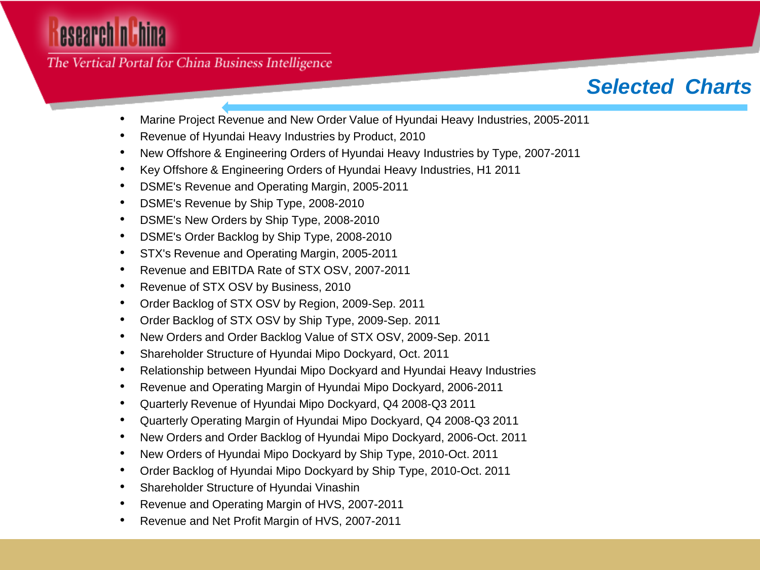## Selected Charts

- Marine Project Revenue and New Order Value of Hyundai Heavy Industries, 2005-2011
- Revenue of Hyundai Heavy Industries by Product, 2010
- New Offshore & Engineering Orders of Hyundai Heavy Industries by Type, 2007-2011
- Key Offshore & Engineering Orders of Hyundai Heavy Industries, H1 2011
- DSME's Revenue and Operating Margin, 2005-2011
- DSME's Revenue by Ship Type, 2008-2010
- DSME's New Orders by Ship Type, 2008-2010
- DSME's Order Backlog by Ship Type, 2008-2010
- STX's Revenue and Operating Margin, 2005-2011
- Revenue and EBITDA Rate of STX OSV, 2007-2011
- Revenue of STX OSV by Business, 2010
- Order Backlog of STX OSV by Region, 2009-Sep. 2011
- Order Backlog of STX OSV by Ship Type, 2009-Sep. 2011
- New Orders and Order Backlog Value of STX OSV, 2009-Sep. 2011
- Shareholder Structure of Hyundai Mipo Dockyard, Oct. 2011
- Relationship between Hyundai Mipo Dockyard and Hyundai Heavy Industries
- Revenue and Operating Margin of Hyundai Mipo Dockyard, 2006-2011
- Quarterly Revenue of Hyundai Mipo Dockyard, Q4 2008-Q3 2011
- Quarterly Operating Margin of Hyundai Mipo Dockyard, Q4 2008-Q3 2011
- New Orders and Order Backlog of Hyundai Mipo Dockyard, 2006-Oct. 2011
- New Orders of Hyundai Mipo Dockyard by Ship Type, 2010-Oct. 2011
- Order Backlog of Hyundai Mipo Dockyard by Ship Type, 2010-Oct. 2011
- Shareholder Structure of Hyundai Vinashin
- Revenue and Operating Margin of HVS, 2007-2011
- Revenue and Net Profit Margin of HVS, 2007-2011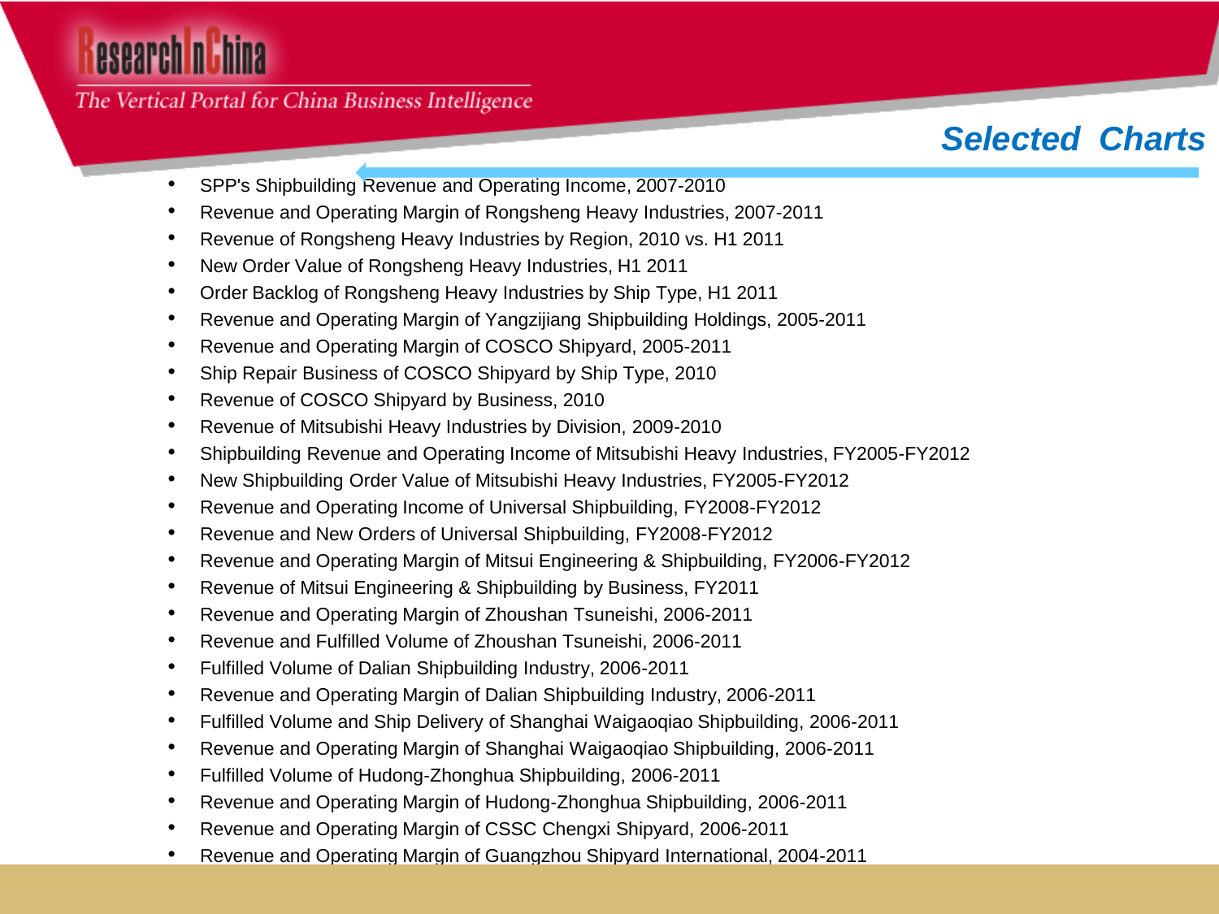## Selected Charts

- SPP's Shipbuilding Revenue and Operating Income, 2007-2010
- Revenue and Operating Margin of Rongsheng Heavy Industries, 2007-2011
- Revenue of Rongsheng Heavy Industries by Region, 2010 vs. H1 2011
- New Order Value of Rongsheng Heavy Industries, H1 2011
- Order Backlog of Rongsheng Heavy Industries by Ship Type, H1 2011
- Revenue and Operating Margin of Yangzijiang Shipbuilding Holdings, 2005-2011
- Revenue and Operating Margin of COSCO Shipyard, 2005-2011
- Ship Repair Business of COSCO Shipyard by Ship Type, 2010
- Revenue of COSCO Shipyard by Business, 2010
- Revenue of Mitsubishi Heavy Industries by Division, 2009-2010
- Shipbuilding Revenue and Operating Income of Mitsubishi Heavy Industries, FY2005-FY2012
- New Shipbuilding Order Value of Mitsubishi Heavy Industries, FY2005-FY2012
- Revenue and Operating Income of Universal Shipbuilding, FY2008-FY2012
- Revenue and New Orders of Universal Shipbuilding, FY2008-FY2012
- Revenue and Operating Margin of Mitsui Engineering & Shipbuilding, FY2006-FY2012
- Revenue of Mitsui Engineering & Shipbuilding by Business, FY2011
- Revenue and Operating Margin of Zhoushan Tsuneishi, 2006-2011
- Revenue and Fulfilled Volume of Zhoushan Tsuneishi, 2006-2011
- Fulfilled Volume of Dalian Shipbuilding Industry, 2006-2011
- Revenue and Operating Margin of Dalian Shipbuilding Industry, 2006-2011
- Fulfilled Volume and Ship Delivery of Shanghai Waigaoqiao Shipbuilding, 2006-2011
- Revenue and Operating Margin of Shanghai Waigaoqiao Shipbuilding, 2006-2011
- Fulfilled Volume of Hudong-Zhonghua Shipbuilding, 2006-2011
- Revenue and Operating Margin of Hudong-Zhonghua Shipbuilding, 2006-2011
- Revenue and Operating Margin of CSSC Chengxi Shipyard, 2006-2011
- Revenue and Operating Margin of Guangzhou Shipyard International, 2004-2011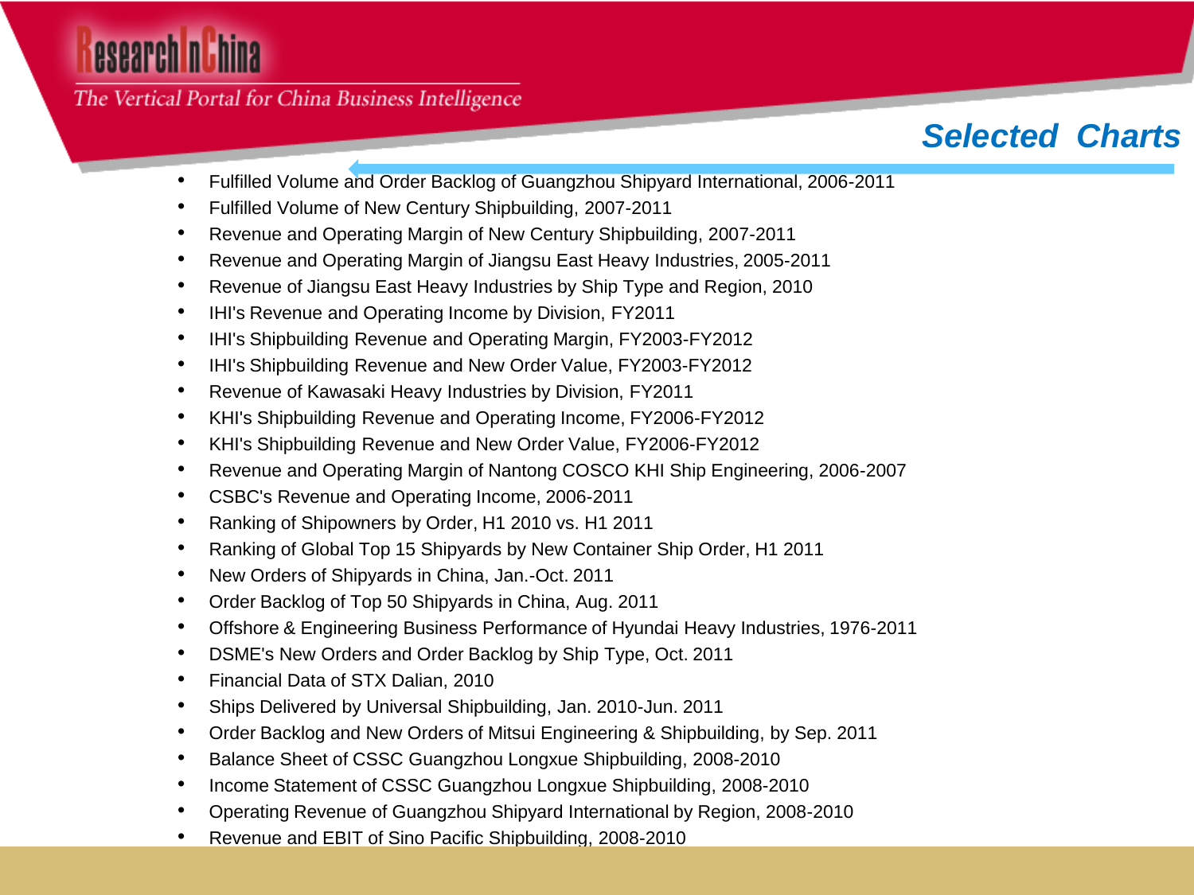## Selected Charts

- Fulfilled Volume and Order Backlog of Guangzhou Shipyard International, 2006-2011
- Fulfilled Volume of New Century Shipbuilding, 2007-2011
- Revenue and Operating Margin of New Century Shipbuilding, 2007-2011
- Revenue and Operating Margin of Jiangsu East Heavy Industries, 2005-2011
- Revenue of Jiangsu East Heavy Industries by Ship Type and Region, 2010
- IHI's Revenue and Operating Income by Division, FY2011
- IHI's Shipbuilding Revenue and Operating Margin, FY2003-FY2012
- IHI's Shipbuilding Revenue and New Order Value, FY2003-FY2012
- Revenue of Kawasaki Heavy Industries by Division, FY2011
- KHI's Shipbuilding Revenue and Operating Income, FY2006-FY2012
- KHI's Shipbuilding Revenue and New Order Value, FY2006-FY2012
- Revenue and Operating Margin of Nantong COSCO KHI Ship Engineering, 2006-2007
- CSBC's Revenue and Operating Income, 2006-2011
- Ranking of Shipowners by Order, H1 2010 vs. H1 2011
- Ranking of Global Top 15 Shipyards by New Container Ship Order, H1 2011
- New Orders of Shipyards in China, Jan.-Oct. 2011
- Order Backlog of Top 50 Shipyards in China, Aug. 2011
- Offshore & Engineering Business Performance of Hyundai Heavy Industries, 1976-2011
- DSME's New Orders and Order Backlog by Ship Type, Oct. 2011
- Financial Data of STX Dalian, 2010
- Ships Delivered by Universal Shipbuilding, Jan. 2010-Jun. 2011
- Order Backlog and New Orders of Mitsui Engineering & Shipbuilding, by Sep. 2011
- Balance Sheet of CSSC Guangzhou Longxue Shipbuilding, 2008-2010
- Income Statement of CSSC Guangzhou Longxue Shipbuilding, 2008-2010
- Operating Revenue of Guangzhou Shipyard International by Region, 2008-2010
- Revenue and EBIT of Sino Pacific Shipbuilding, 2008-2010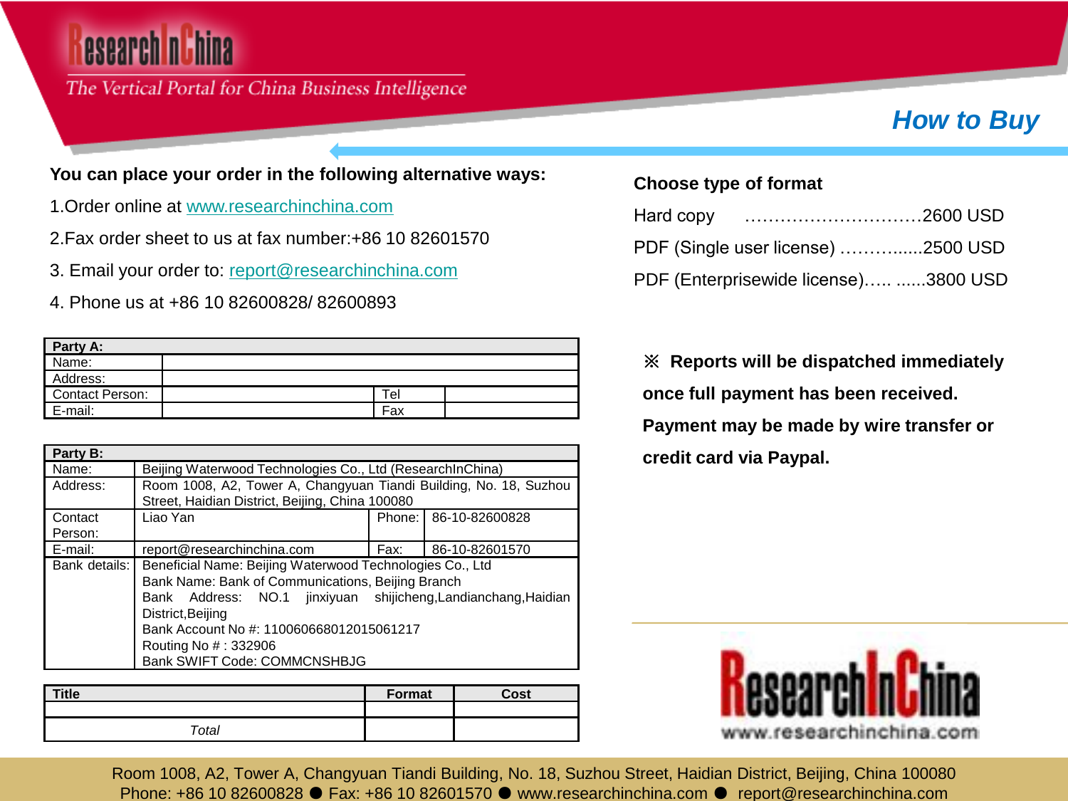## How to Buy

**You can place your order in the following alternative ways:**

1.Order online at www.researchinchina.com

2.Fax order sheet to us at fax number:+86 10 82601570

3. Email your order to: report@researchinchina.com

4. Phone us at +86 10 82600828/ 82600893

| Party A: | | | |
|---|---|---|---|
| Name: | | | |
| Address: | | | |
| Contact Person: | | Tel | |
| E-mail: | | Fax | |

| Party B: | | | |
|---|---|---|---|
| Name: | Beijing Waterwood Technologies Co., Ltd (ResearchInChina) | | |
| Address: | Room 1008, A2, Tower A, Changyuan Tiandi Building, No. 18, Suzhou Street, Haidian District, Beijing, China 100080 | | |
| Contact Person: | Liao Yan | Phone: | 86-10-82600828 |
| E-mail: | report@researchinchina.com | Fax: | 86-10-82601570 |
| Bank details: | Beneficial Name: Beijing Waterwood Technologies Co., Ltd<br>Bank Name: Bank of Communications, Beijing Branch<br>Bank Address: NO.1 jinxiyuan shijicheng,Landianchang,Haidian District,Beijing<br>Bank Account No #: 110060668012015061217<br>Routing No # : 332906<br>Bank SWIFT Code: COMMCNSHBJG | | |

| Title | Format | Cost |
|---|---|---|
| | | |
| *Total* | | |

**Choose type of format**

Hard copy ……………………………2600 USD

PDF (Single user license) …………......2500 USD

PDF (Enterprisewide license)….. ......3800 USD

**※ Reports will be dispatched immediately once full payment has been received. Payment may be made by wire transfer or credit card via Paypal.**

ResearchInChina
www.researchinchina.com

Room 1008, A2, Tower A, Changyuan Tiandi Building, No. 18, Suzhou Street, Haidian District, Beijing, China 100080
Phone: +86 10 82600828 ● Fax: +86 10 82601570 ● www.researchinchina.com ● report@researchinchina.com